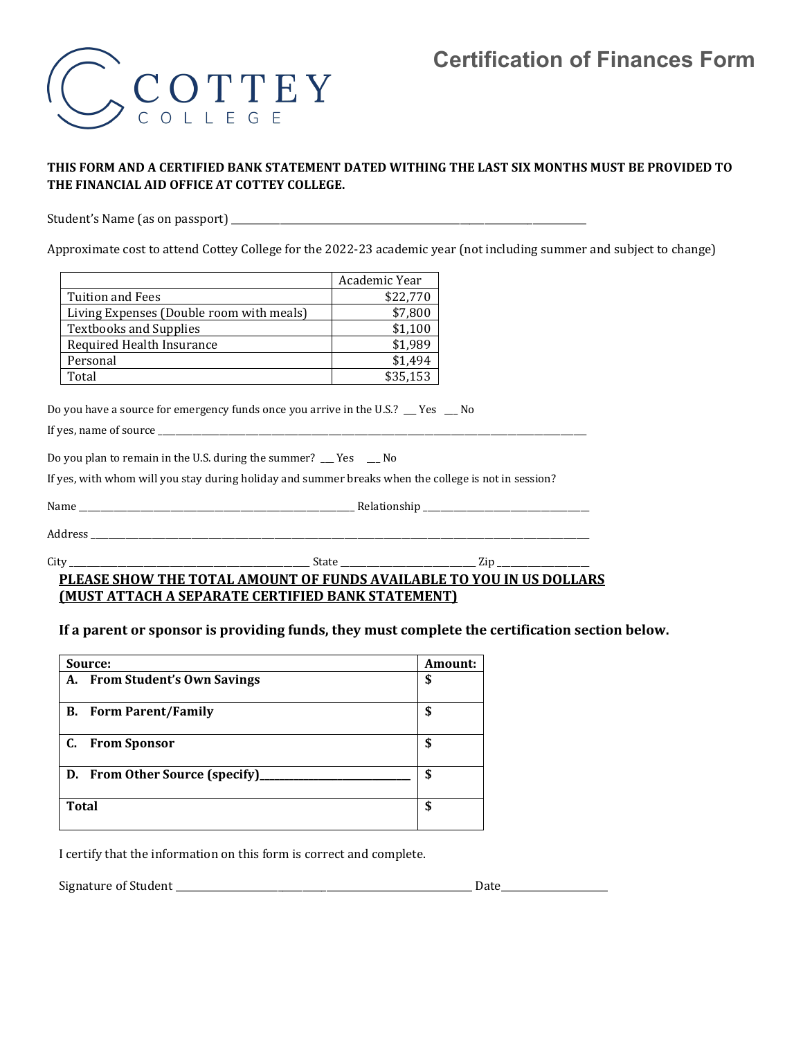# Certification of Finances Form

COTTEY COLLEGE

**THIS FORM AND A CERTIFIED BANK STATEMENT DATED WITHING THE LAST SIX MONTHS MUST BE PROVIDED TO THE FINANCIAL AID OFFICE AT COTTEY COLLEGE.**

Student's Name (as on passport) ______________________________________________

Approximate cost to attend Cottey College for the 2022-23 academic year (not including summer and subject to change)

| | Academic Year |
|---|---:|
| Tuition and Fees | $22,770 |
| Living Expenses (Double room with meals) | $7,800 |
| Textbooks and Supplies | $1,100 |
| Required Health Insurance | $1,989 |
| Personal | $1,494 |
| Total | $35,153 |

Do you have a source for emergency funds once you arrive in the U.S.? ___ Yes ___ No

If yes, name of source ______________________________________________

Do you plan to remain in the U.S. during the summer? ___ Yes ___ No

If yes, with whom will you stay during holiday and summer breaks when the college is not in session?

Name ______________________________ Relationship ____________________

Address ______________________________________________

City ________________________ State ______________ Zip __________

**<u>PLEASE SHOW THE TOTAL AMOUNT OF FUNDS AVAILABLE TO YOU IN US DOLLARS (MUST ATTACH A SEPARATE CERTIFIED BANK STATEMENT)</u>**

**If a parent or sponsor is providing funds, they must complete the certification section below.**

| Source: | Amount: |
|---|---|
| **A. From Student's Own Savings** | **$** |
| **B. Form Parent/Family** | **$** |
| **C. From Sponsor** | **$** |
| **D. From Other Source (specify)______________** | **$** |
| **Total** | **$** |

I certify that the information on this form is correct and complete.

Signature of Student ______________________________ Date__________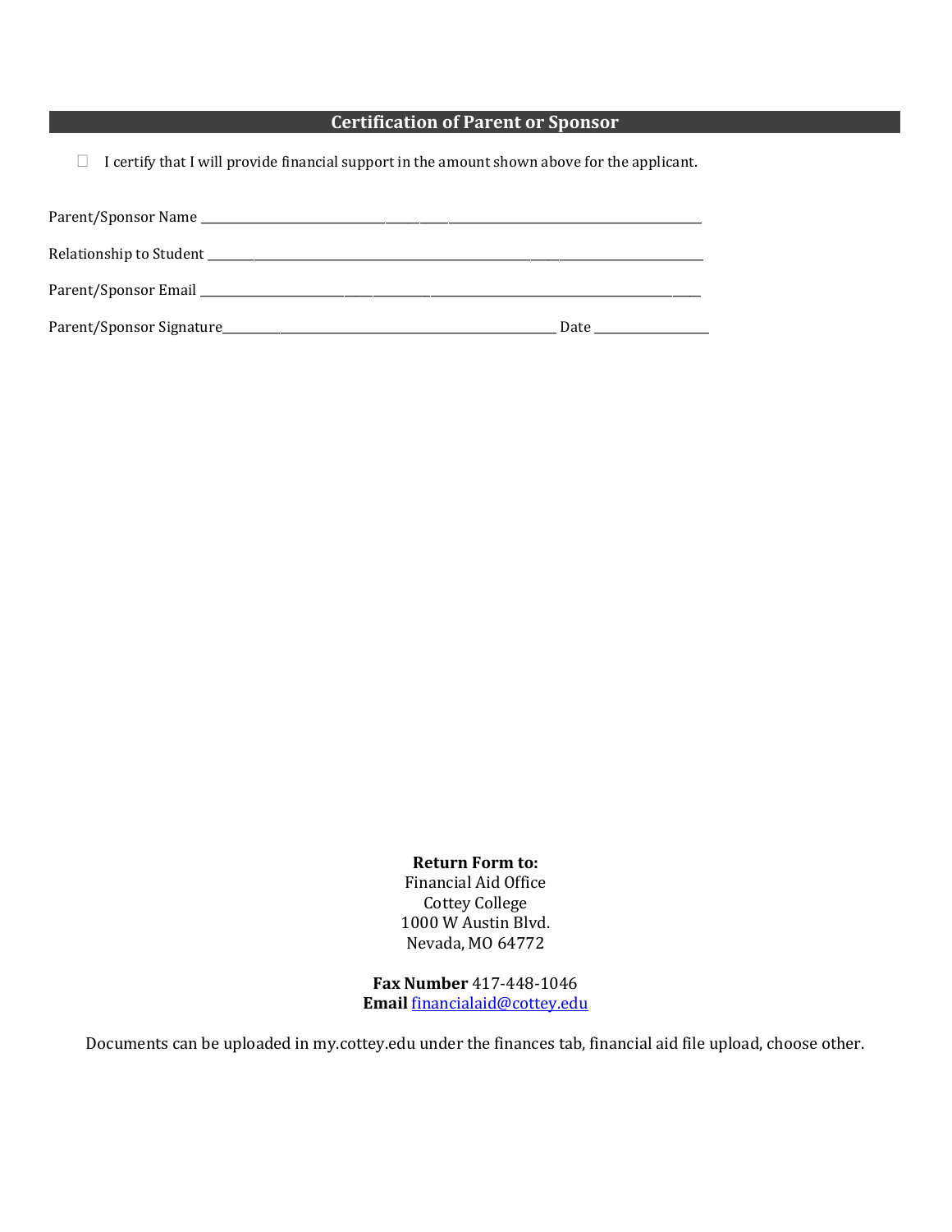## Certification of Parent or Sponsor

☐ I certify that I will provide financial support in the amount shown above for the applicant.

Parent/Sponsor Name \_\_\_\_\_\_\_\_\_\_\_\_\_\_\_\_\_\_\_\_\_\_\_\_\_\_\_\_\_\_\_\_\_\_\_\_\_\_\_\_\_\_\_\_\_\_\_\_\_\_\_\_\_\_\_\_\_\_\_\_

Relationship to Student \_\_\_\_\_\_\_\_\_\_\_\_\_\_\_\_\_\_\_\_\_\_\_\_\_\_\_\_\_\_\_\_\_\_\_\_\_\_\_\_\_\_\_\_\_\_\_\_\_\_\_\_\_\_\_\_\_\_

Parent/Sponsor Email \_\_\_\_\_\_\_\_\_\_\_\_\_\_\_\_\_\_\_\_\_\_\_\_\_\_\_\_\_\_\_\_\_\_\_\_\_\_\_\_\_\_\_\_\_\_\_\_\_\_\_\_\_\_\_\_\_\_\_

Parent/Sponsor Signature\_\_\_\_\_\_\_\_\_\_\_\_\_\_\_\_\_\_\_\_\_\_\_\_\_\_\_\_\_\_\_\_\_\_\_\_\_\_\_\_ Date \_\_\_\_\_\_\_\_\_\_\_\_\_\_

**Return Form to:**
Financial Aid Office
Cottey College
1000 W Austin Blvd.
Nevada, MO 64772

**Fax Number** 417-448-1046
**Email** financialaid@cottey.edu

Documents can be uploaded in my.cottey.edu under the finances tab, financial aid file upload, choose other.